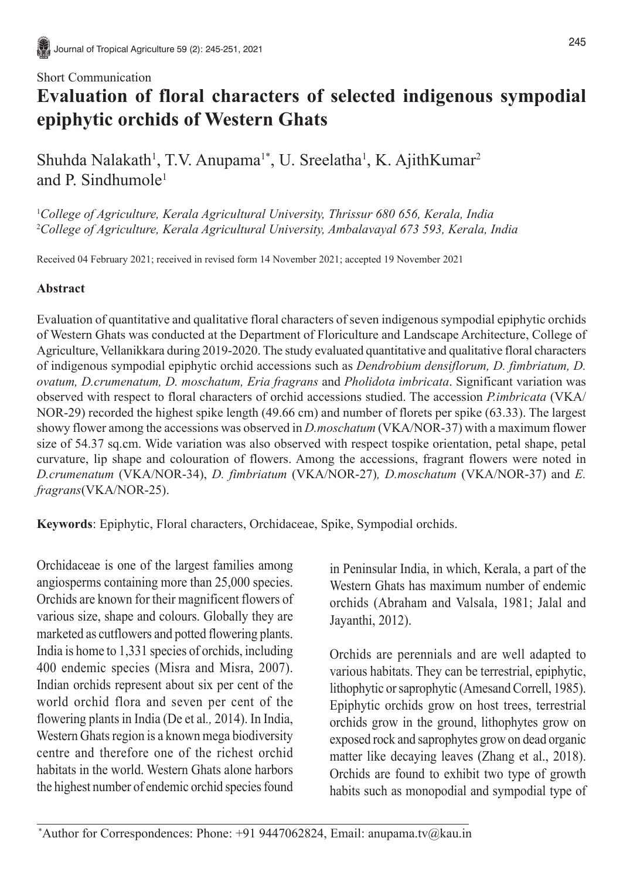Short Communication

# Evaluation of floral characters of selected indigenous sympodial epiphytic orchids of Western Ghats

Shuhda Nalakath[1], T.V. Anupama[1*], U. Sreelatha[1], K. AjithKumar[2] and P. Sindhumole[1]

[1]*College of Agriculture, Kerala Agricultural University, Thrissur 680 656, Kerala, India*
[2]*College of Agriculture, Kerala Agricultural University, Ambalavayal 673 593, Kerala, India*

Received 04 February 2021; received in revised form 14 November 2021; accepted 19 November 2021

### Abstract

Evaluation of quantitative and qualitative floral characters of seven indigenous sympodial epiphytic orchids of Western Ghats was conducted at the Department of Floriculture and Landscape Architecture, College of Agriculture, Vellanikkara during 2019-2020. The study evaluated quantitative and qualitative floral characters of indigenous sympodial epiphytic orchid accessions such as *Dendrobium densiflorum, D. fimbriatum, D. ovatum, D.crumenatum, D. moschatum, Eria fragrans* and *Pholidota imbricata*. Significant variation was observed with respect to floral characters of orchid accessions studied. The accession *P.imbricata* (VKA/NOR-29) recorded the highest spike length (49.66 cm) and number of florets per spike (63.33). The largest showy flower among the accessions was observed in *D.moschatum* (VKA/NOR-37) with a maximum flower size of 54.37 sq.cm. Wide variation was also observed with respect tospike orientation, petal shape, petal curvature, lip shape and colouration of flowers. Among the accessions, fragrant flowers were noted in *D.crumenatum* (VKA/NOR-34), *D. fimbriatum* (VKA/NOR-27)*, D.moschatum* (VKA/NOR-37) and *E. fragrans*(VKA/NOR-25).

**Keywords**: Epiphytic, Floral characters, Orchidaceae, Spike, Sympodial orchids.

Orchidaceae is one of the largest families among angiosperms containing more than 25,000 species. Orchids are known for their magnificent flowers of various size, shape and colours. Globally they are marketed as cutflowers and potted flowering plants. India is home to 1,331 species of orchids, including 400 endemic species (Misra and Misra, 2007). Indian orchids represent about six per cent of the world orchid flora and seven per cent of the flowering plants in India (De et al*.,* 2014). In India, Western Ghats region is a known mega biodiversity centre and therefore one of the richest orchid habitats in the world. Western Ghats alone harbors the highest number of endemic orchid species found in Peninsular India, in which, Kerala, a part of the Western Ghats has maximum number of endemic orchids (Abraham and Valsala, 1981; Jalal and Jayanthi, 2012).

Orchids are perennials and are well adapted to various habitats. They can be terrestrial, epiphytic, lithophytic or saprophytic (Amesand Correll, 1985). Epiphytic orchids grow on host trees, terrestrial orchids grow in the ground, lithophytes grow on exposed rock and saprophytes grow on dead organic matter like decaying leaves (Zhang et al., 2018). Orchids are found to exhibit two type of growth habits such as monopodial and sympodial type of

*Author for Correspondences: Phone: +91 9447062824, Email: anupama.tv@kau.in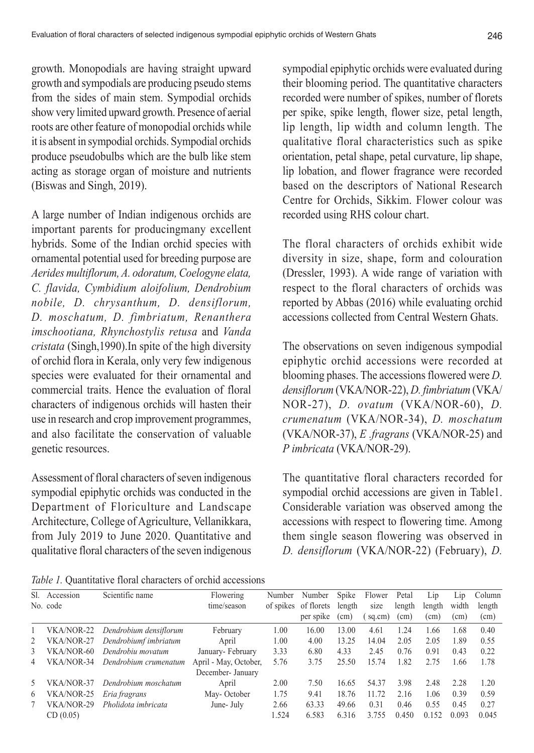growth. Monopodials are having straight upward growth and sympodials are producing pseudo stems from the sides of main stem. Sympodial orchids show very limited upward growth. Presence of aerial roots are other feature of monopodial orchids while it is absent in sympodial orchids. Sympodial orchids produce pseudobulbs which are the bulb like stem acting as storage organ of moisture and nutrients (Biswas and Singh, 2019).

A large number of Indian indigenous orchids are important parents for producingmany excellent hybrids. Some of the Indian orchid species with ornamental potential used for breeding purpose are *Aerides multiflorum, A. odoratum, Coelogyne elata, C. flavida, Cymbidium aloifolium, Dendrobium nobile, D. chrysanthum, D. densiflorum, D. moschatum, D. fimbriatum, Renanthera imschootiana, Rhynchostylis retusa* and *Vanda cristata* (Singh,1990).In spite of the high diversity of orchid flora in Kerala, only very few indigenous species were evaluated for their ornamental and commercial traits. Hence the evaluation of floral characters of indigenous orchids will hasten their use in research and crop improvement programmes, and also facilitate the conservation of valuable genetic resources.

Assessment of floral characters of seven indigenous sympodial epiphytic orchids was conducted in the Department of Floriculture and Landscape Architecture, College of Agriculture, Vellanikkara, from July 2019 to June 2020. Quantitative and qualitative floral characters of the seven indigenous sympodial epiphytic orchids were evaluated during their blooming period. The quantitative characters recorded were number of spikes, number of florets per spike, spike length, flower size, petal length, lip length, lip width and column length. The qualitative floral characteristics such as spike orientation, petal shape, petal curvature, lip shape, lip lobation, and flower fragrance were recorded based on the descriptors of National Research Centre for Orchids, Sikkim. Flower colour was recorded using RHS colour chart.

The floral characters of orchids exhibit wide diversity in size, shape, form and colouration (Dressler, 1993). A wide range of variation with respect to the floral characters of orchids was reported by Abbas (2016) while evaluating orchid accessions collected from Central Western Ghats.

The observations on seven indigenous sympodial epiphytic orchid accessions were recorded at blooming phases. The accessions flowered were *D. densiflorum* (VKA/NOR-22), *D. fimbriatum* (VKA/NOR-27), *D. ovatum* (VKA/NOR-60), *D. crumenatum* (VKA/NOR-34), *D. moschatum* (VKA/NOR-37), *E .fragrans* (VKA/NOR-25) and *P imbricata* (VKA/NOR-29).

The quantitative floral characters recorded for sympodial orchid accessions are given in Table1. Considerable variation was observed among the accessions with respect to flowering time. Among them single season flowering was observed in *D. densiflorum* (VKA/NOR-22) (February), *D.*

*Table 1.* Quantitative floral characters of orchid accessions

| Sl. No. | Accession code | Scientific name | Flowering time/season | Number of spikes | Number of florets per spike | Spike length (cm) | Flower size ( sq.cm) | Petal length (cm) | Lip length (cm) | Lip width (cm) | Column length (cm) |
|---|---|---|---|---|---|---|---|---|---|---|---|
| 1 | VKA/NOR-22 | *Dendrobium densiflorum* | February | 1.00 | 16.00 | 13.00 | 4.61 | 1.24 | 1.66 | 1.68 | 0.40 |
| 2 | VKA/NOR-27 | *Dendrobiumf imbriatum* | April | 1.00 | 4.00 | 13.25 | 14.04 | 2.05 | 2.05 | 1.89 | 0.55 |
| 3 | VKA/NOR-60 | *Dendrobiu movatum* | January- February | 3.33 | 6.80 | 4.33 | 2.45 | 0.76 | 0.91 | 0.43 | 0.22 |
| 4 | VKA/NOR-34 | *Dendrobium crumenatum* | April - May, October, December- January | 5.76 | 3.75 | 25.50 | 15.74 | 1.82 | 2.75 | 1.66 | 1.78 |
| 5 | VKA/NOR-37 | *Dendrobium moschatum* | April | 2.00 | 7.50 | 16.65 | 54.37 | 3.98 | 2.48 | 2.28 | 1.20 |
| 6 | VKA/NOR-25 | *Eria fragrans* | May- October | 1.75 | 9.41 | 18.76 | 11.72 | 2.16 | 1.06 | 0.39 | 0.59 |
| 7 | VKA/NOR-29 | *Pholidota imbricata* | June- July | 2.66 | 63.33 | 49.66 | 0.31 | 0.46 | 0.55 | 0.45 | 0.27 |
| | CD (0.05) | | | 1.524 | 6.583 | 6.316 | 3.755 | 0.450 | 0.152 | 0.093 | 0.045 |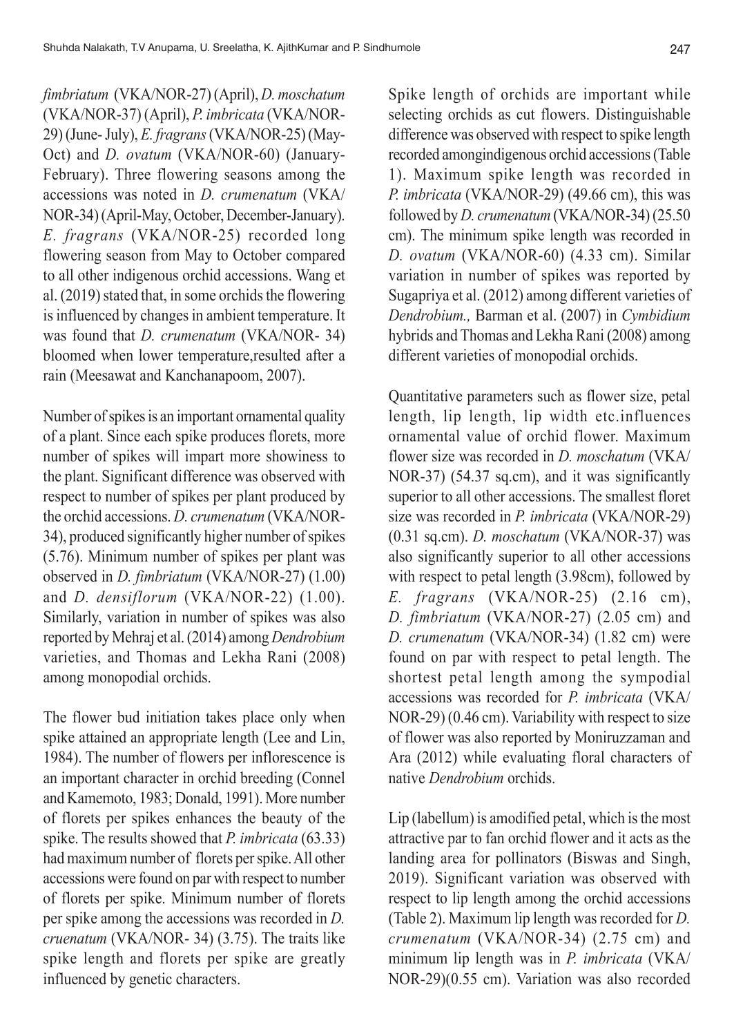*fimbriatum* (VKA/NOR-27) (April), *D. moschatum* (VKA/NOR-37) (April), *P. imbricata* (VKA/NOR-29) (June- July), *E. fragrans* (VKA/NOR-25) (May-Oct) and *D. ovatum* (VKA/NOR-60) (January-February). Three flowering seasons among the accessions was noted in *D. crumenatum* (VKA/NOR-34) (April-May, October, December-January). *E. fragrans* (VKA/NOR-25) recorded long flowering season from May to October compared to all other indigenous orchid accessions. Wang et al. (2019) stated that, in some orchids the flowering is influenced by changes in ambient temperature. It was found that *D. crumenatum* (VKA/NOR- 34) bloomed when lower temperature,resulted after a rain (Meesawat and Kanchanapoom, 2007).

Number of spikes is an important ornamental quality of a plant. Since each spike produces florets, more number of spikes will impart more showiness to the plant. Significant difference was observed with respect to number of spikes per plant produced by the orchid accessions. *D. crumenatum* (VKA/NOR-34), produced significantly higher number of spikes (5.76). Minimum number of spikes per plant was observed in *D. fimbriatum* (VKA/NOR-27) (1.00) and *D. densiflorum* (VKA/NOR-22) (1.00). Similarly, variation in number of spikes was also reported by Mehraj et al. (2014) among *Dendrobium* varieties, and Thomas and Lekha Rani (2008) among monopodial orchids.

The flower bud initiation takes place only when spike attained an appropriate length (Lee and Lin, 1984). The number of flowers per inflorescence is an important character in orchid breeding (Connel and Kamemoto, 1983; Donald, 1991). More number of florets per spikes enhances the beauty of the spike. The results showed that *P. imbricata* (63.33) had maximum number of florets per spike. All other accessions were found on par with respect to number of florets per spike. Minimum number of florets per spike among the accessions was recorded in *D. cruenatum* (VKA/NOR- 34) (3.75). The traits like spike length and florets per spike are greatly influenced by genetic characters.

Spike length of orchids are important while selecting orchids as cut flowers. Distinguishable difference was observed with respect to spike length recorded amongindigenous orchid accessions (Table 1). Maximum spike length was recorded in *P. imbricata* (VKA/NOR-29) (49.66 cm), this was followed by *D. crumenatum* (VKA/NOR-34) (25.50 cm). The minimum spike length was recorded in *D. ovatum* (VKA/NOR-60) (4.33 cm). Similar variation in number of spikes was reported by Sugapriya et al. (2012) among different varieties of *Dendrobium.,* Barman et al. (2007) in *Cymbidium* hybrids and Thomas and Lekha Rani (2008) among different varieties of monopodial orchids.

Quantitative parameters such as flower size, petal length, lip length, lip width etc.influences ornamental value of orchid flower. Maximum flower size was recorded in *D. moschatum* (VKA/NOR-37) (54.37 sq.cm), and it was significantly superior to all other accessions. The smallest floret size was recorded in *P. imbricata* (VKA/NOR-29) (0.31 sq.cm). *D. moschatum* (VKA/NOR-37) was also significantly superior to all other accessions with respect to petal length (3.98cm), followed by *E. fragrans* (VKA/NOR-25) (2.16 cm), *D. fimbriatum* (VKA/NOR-27) (2.05 cm) and *D. crumenatum* (VKA/NOR-34) (1.82 cm) were found on par with respect to petal length. The shortest petal length among the sympodial accessions was recorded for *P. imbricata* (VKA/NOR-29) (0.46 cm). Variability with respect to size of flower was also reported by Moniruzzaman and Ara (2012) while evaluating floral characters of native *Dendrobium* orchids.

Lip (labellum) is amodified petal, which is the most attractive par to fan orchid flower and it acts as the landing area for pollinators (Biswas and Singh, 2019). Significant variation was observed with respect to lip length among the orchid accessions (Table 2). Maximum lip length was recorded for *D. crumenatum* (VKA/NOR-34) (2.75 cm) and minimum lip length was in *P. imbricata* (VKA/NOR-29)(0.55 cm). Variation was also recorded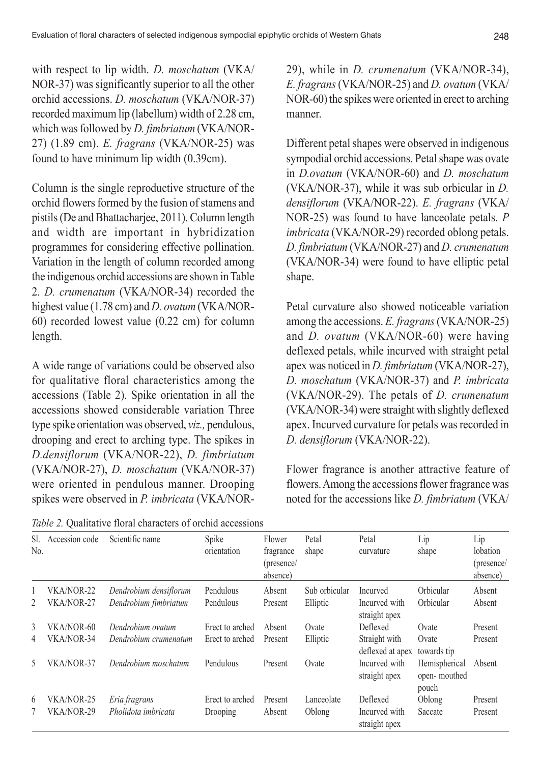with respect to lip width. *D. moschatum* (VKA/NOR-37) was significantly superior to all the other orchid accessions. *D. moschatum* (VKA/NOR-37) recorded maximum lip (labellum) width of 2.28 cm, which was followed by *D. fimbriatum* (VKA/NOR-27) (1.89 cm). *E. fragrans* (VKA/NOR-25) was found to have minimum lip width (0.39cm).

Column is the single reproductive structure of the orchid flowers formed by the fusion of stamens and pistils (De and Bhattacharjee, 2011). Column length and width are important in hybridization programmes for considering effective pollination. Variation in the length of column recorded among the indigenous orchid accessions are shown in Table 2. *D. crumenatum* (VKA/NOR-34) recorded the highest value (1.78 cm) and *D. ovatum* (VKA/NOR-60) recorded lowest value (0.22 cm) for column length.

A wide range of variations could be observed also for qualitative floral characteristics among the accessions (Table 2). Spike orientation in all the accessions showed considerable variation Three type spike orientation was observed, *viz.,* pendulous, drooping and erect to arching type. The spikes in *D.densiflorum* (VKA/NOR-22), *D. fimbriatum* (VKA/NOR-27), *D. moschatum* (VKA/NOR-37) were oriented in pendulous manner. Drooping spikes were observed in *P. imbricata* (VKA/NOR-29), while in *D. crumenatum* (VKA/NOR-34), *E. fragrans* (VKA/NOR-25) and *D. ovatum* (VKA/NOR-60) the spikes were oriented in erect to arching manner.

Different petal shapes were observed in indigenous sympodial orchid accessions. Petal shape was ovate in *D.ovatum* (VKA/NOR-60) and *D. moschatum* (VKA/NOR-37), while it was sub orbicular in *D. densiflorum* (VKA/NOR-22). *E. fragrans* (VKA/NOR-25) was found to have lanceolate petals. *P imbricata* (VKA/NOR-29) recorded oblong petals. *D. fimbriatum* (VKA/NOR-27) and *D. crumenatum* (VKA/NOR-34) were found to have elliptic petal shape.

Petal curvature also showed noticeable variation among the accessions. *E. fragrans* (VKA/NOR-25) and *D. ovatum* (VKA/NOR-60) were having deflexed petals, while incurved with straight petal apex was noticed in *D. fimbriatum* (VKA/NOR-27), *D. moschatum* (VKA/NOR-37) and *P. imbricata* (VKA/NOR-29). The petals of *D. crumenatum* (VKA/NOR-34) were straight with slightly deflexed apex. Incurved curvature for petals was recorded in *D. densiflorum* (VKA/NOR-22).

Flower fragrance is another attractive feature of flowers. Among the accessions flower fragrance was noted for the accessions like *D. fimbriatum* (VKA/

*Table 2.* Qualitative floral characters of orchid accessions

| Sl. No. | Accession code | Scientific name | Spike orientation | Flower fragrance (presence/ absence) | Petal shape | Petal curvature | Lip shape | Lip lobation (presence/ absence) |
|---|---|---|---|---|---|---|---|---|
| 1 | VKA/NOR-22 | *Dendrobium densiflorum* | Pendulous | Absent | Sub orbicular | Incurved | Orbicular | Absent |
| 2 | VKA/NOR-27 | *Dendrobium fimbriatum* | Pendulous | Present | Elliptic | Incurved with straight apex | Orbicular | Absent |
| 3 | VKA/NOR-60 | *Dendrobium ovatum* | Erect to arched | Absent | Ovate | Deflexed | Ovate | Present |
| 4 | VKA/NOR-34 | *Dendrobium crumenatum* | Erect to arched | Present | Elliptic | Straight with deflexed at apex | Ovate towards tip | Present |
| 5 | VKA/NOR-37 | *Dendrobium moschatum* | Pendulous | Present | Ovate | Incurved with straight apex | Hemispherical open- mouthed pouch | Absent |
| 6 | VKA/NOR-25 | *Eria fragrans* | Erect to arched | Present | Lanceolate | Deflexed | Oblong | Present |
| 7 | VKA/NOR-29 | *Pholidota imbricata* | Drooping | Absent | Oblong | Incurved with straight apex | Saccate | Present |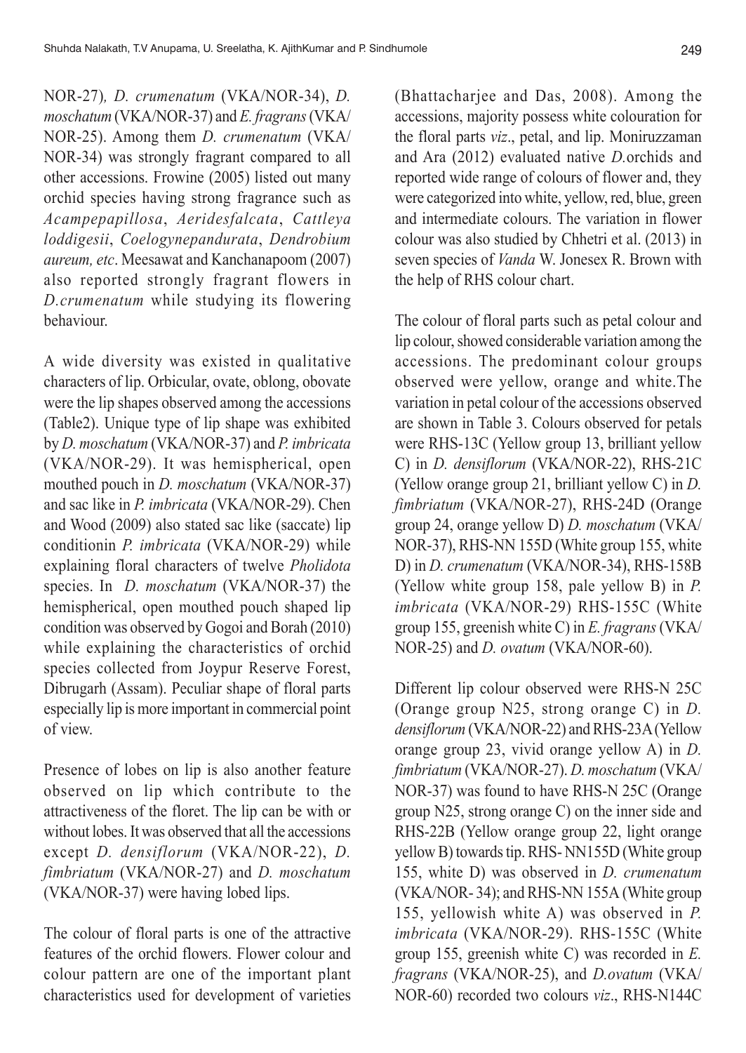NOR-27), *D. crumenatum* (VKA/NOR-34), *D. moschatum* (VKA/NOR-37) and *E. fragrans* (VKA/NOR-25). Among them *D. crumenatum* (VKA/NOR-34) was strongly fragrant compared to all other accessions. Frowine (2005) listed out many orchid species having strong fragrance such as *Acampepapillosa*, *Aeridesfalcata*, *Cattleya loddigesii*, *Coelogynepandurata*, *Dendrobium aureum, etc*. Meesawat and Kanchanapoom (2007) also reported strongly fragrant flowers in *D.crumenatum* while studying its flowering behaviour.

A wide diversity was existed in qualitative characters of lip. Orbicular, ovate, oblong, obovate were the lip shapes observed among the accessions (Table2). Unique type of lip shape was exhibited by *D. moschatum* (VKA/NOR-37) and *P. imbricata* (VKA/NOR-29). It was hemispherical, open mouthed pouch in *D. moschatum* (VKA/NOR-37) and sac like in *P. imbricata* (VKA/NOR-29). Chen and Wood (2009) also stated sac like (saccate) lip conditionin *P. imbricata* (VKA/NOR-29) while explaining floral characters of twelve *Pholidota* species. In *D. moschatum* (VKA/NOR-37) the hemispherical, open mouthed pouch shaped lip condition was observed by Gogoi and Borah (2010) while explaining the characteristics of orchid species collected from Joypur Reserve Forest, Dibrugarh (Assam). Peculiar shape of floral parts especially lip is more important in commercial point of view.

Presence of lobes on lip is also another feature observed on lip which contribute to the attractiveness of the floret. The lip can be with or without lobes. It was observed that all the accessions except *D. densiflorum* (VKA/NOR-22), *D. fimbriatum* (VKA/NOR-27) and *D. moschatum* (VKA/NOR-37) were having lobed lips.

The colour of floral parts is one of the attractive features of the orchid flowers. Flower colour and colour pattern are one of the important plant characteristics used for development of varieties (Bhattacharjee and Das, 2008). Among the accessions, majority possess white colouration for the floral parts *viz*., petal, and lip. Moniruzzaman and Ara (2012) evaluated native *D.*orchids and reported wide range of colours of flower and, they were categorized into white, yellow, red, blue, green and intermediate colours. The variation in flower colour was also studied by Chhetri et al. (2013) in seven species of *Vanda* W. Jonesex R. Brown with the help of RHS colour chart.

The colour of floral parts such as petal colour and lip colour, showed considerable variation among the accessions. The predominant colour groups observed were yellow, orange and white.The variation in petal colour of the accessions observed are shown in Table 3. Colours observed for petals were RHS-13C (Yellow group 13, brilliant yellow C) in *D. densiflorum* (VKA/NOR-22), RHS-21C (Yellow orange group 21, brilliant yellow C) in *D. fimbriatum* (VKA/NOR-27), RHS-24D (Orange group 24, orange yellow D) *D. moschatum* (VKA/NOR-37), RHS-NN 155D (White group 155, white D) in *D. crumenatum* (VKA/NOR-34), RHS-158B (Yellow white group 158, pale yellow B) in *P. imbricata* (VKA/NOR-29) RHS-155C (White group 155, greenish white C) in *E. fragrans* (VKA/NOR-25) and *D. ovatum* (VKA/NOR-60).

Different lip colour observed were RHS-N 25C (Orange group N25, strong orange C) in *D. densiflorum* (VKA/NOR-22) and RHS-23A (Yellow orange group 23, vivid orange yellow A) in *D. fimbriatum* (VKA/NOR-27). *D. moschatum* (VKA/NOR-37) was found to have RHS-N 25C (Orange group N25, strong orange C) on the inner side and RHS-22B (Yellow orange group 22, light orange yellow B) towards tip. RHS- NN155D (White group 155, white D) was observed in *D. crumenatum* (VKA/NOR- 34); and RHS-NN 155A (White group 155, yellowish white A) was observed in *P. imbricata* (VKA/NOR-29). RHS-155C (White group 155, greenish white C) was recorded in *E. fragrans* (VKA/NOR-25), and *D.ovatum* (VKA/NOR-60) recorded two colours *viz*., RHS-N144C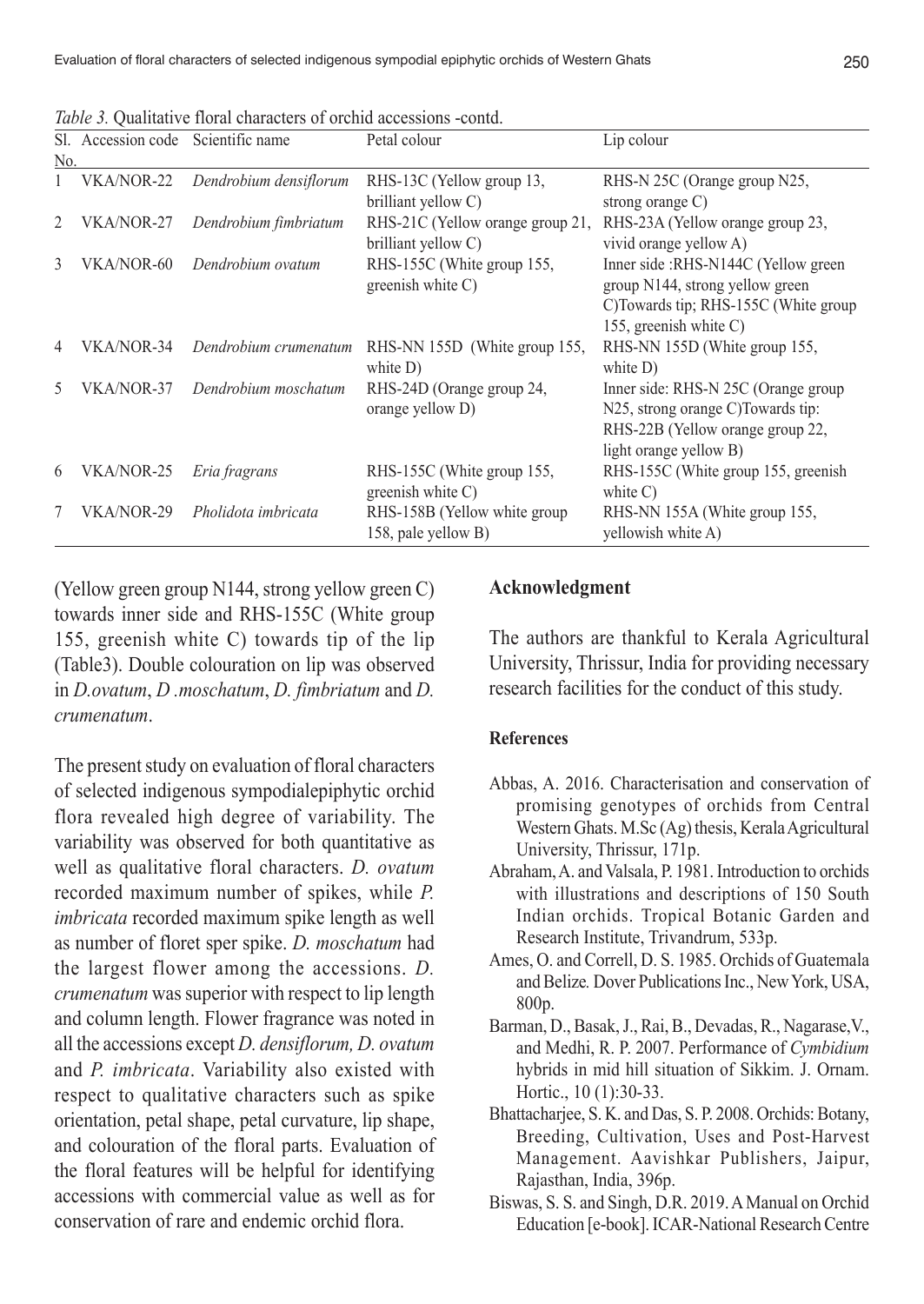*Table 3.* Qualitative floral characters of orchid accessions -contd.

| Sl. No. | Accession code | Scientific name | Petal colour | Lip colour |
|---|---|---|---|---|
| 1 | VKA/NOR-22 | *Dendrobium densiflorum* | RHS-13C (Yellow group 13, brilliant yellow C) | RHS-N 25C (Orange group N25, strong orange C) |
| 2 | VKA/NOR-27 | *Dendrobium fimbriatum* | RHS-21C (Yellow orange group 21, brilliant yellow C) | RHS-23A (Yellow orange group 23, vivid orange yellow A) |
| 3 | VKA/NOR-60 | *Dendrobium ovatum* | RHS-155C (White group 155, greenish white C) | Inner side :RHS-N144C (Yellow green group N144, strong yellow green C)Towards tip; RHS-155C (White group 155, greenish white C) |
| 4 | VKA/NOR-34 | *Dendrobium crumenatum* | RHS-NN 155D (White group 155, white D) | RHS-NN 155D (White group 155, white D) |
| 5 | VKA/NOR-37 | *Dendrobium moschatum* | RHS-24D (Orange group 24, orange yellow D) | Inner side: RHS-N 25C (Orange group N25, strong orange C)Towards tip: RHS-22B (Yellow orange group 22, light orange yellow B) |
| 6 | VKA/NOR-25 | *Eria fragrans* | RHS-155C (White group 155, greenish white C) | RHS-155C (White group 155, greenish white C) |
| 7 | VKA/NOR-29 | *Pholidota imbricata* | RHS-158B (Yellow white group 158, pale yellow B) | RHS-NN 155A (White group 155, yellowish white A) |

(Yellow green group N144, strong yellow green C) towards inner side and RHS-155C (White group 155, greenish white C) towards tip of the lip (Table3). Double colouration on lip was observed in *D.ovatum*, *D .moschatum*, *D. fimbriatum* and *D. crumenatum*.

The present study on evaluation of floral characters of selected indigenous sympodialepiphytic orchid flora revealed high degree of variability. The variability was observed for both quantitative as well as qualitative floral characters. *D. ovatum* recorded maximum number of spikes, while *P. imbricata* recorded maximum spike length as well as number of floret sper spike. *D. moschatum* had the largest flower among the accessions. *D. crumenatum* was superior with respect to lip length and column length. Flower fragrance was noted in all the accessions except *D. densiflorum, D. ovatum* and *P. imbricata*. Variability also existed with respect to qualitative characters such as spike orientation, petal shape, petal curvature, lip shape, and colouration of the floral parts. Evaluation of the floral features will be helpful for identifying accessions with commercial value as well as for conservation of rare and endemic orchid flora.

## Acknowledgment

The authors are thankful to Kerala Agricultural University, Thrissur, India for providing necessary research facilities for the conduct of this study.

## References

Abbas, A. 2016. Characterisation and conservation of promising genotypes of orchids from Central Western Ghats. M.Sc (Ag) thesis, Kerala Agricultural University, Thrissur, 171p.

Abraham, A. and Valsala, P. 1981. Introduction to orchids with illustrations and descriptions of 150 South Indian orchids. Tropical Botanic Garden and Research Institute, Trivandrum, 533p.

Ames, O. and Correll, D. S. 1985. Orchids of Guatemala and Belize. Dover Publications Inc., New York, USA, 800p.

Barman, D., Basak, J., Rai, B., Devadas, R., Nagarase,V., and Medhi, R. P. 2007. Performance of *Cymbidium* hybrids in mid hill situation of Sikkim. J. Ornam. Hortic., 10 (1):30-33.

Bhattacharjee, S. K. and Das, S. P. 2008. Orchids: Botany, Breeding, Cultivation, Uses and Post-Harvest Management. Aavishkar Publishers, Jaipur, Rajasthan, India, 396p.

Biswas, S. S. and Singh, D.R. 2019. A Manual on Orchid Education [e-book]. ICAR-National Research Centre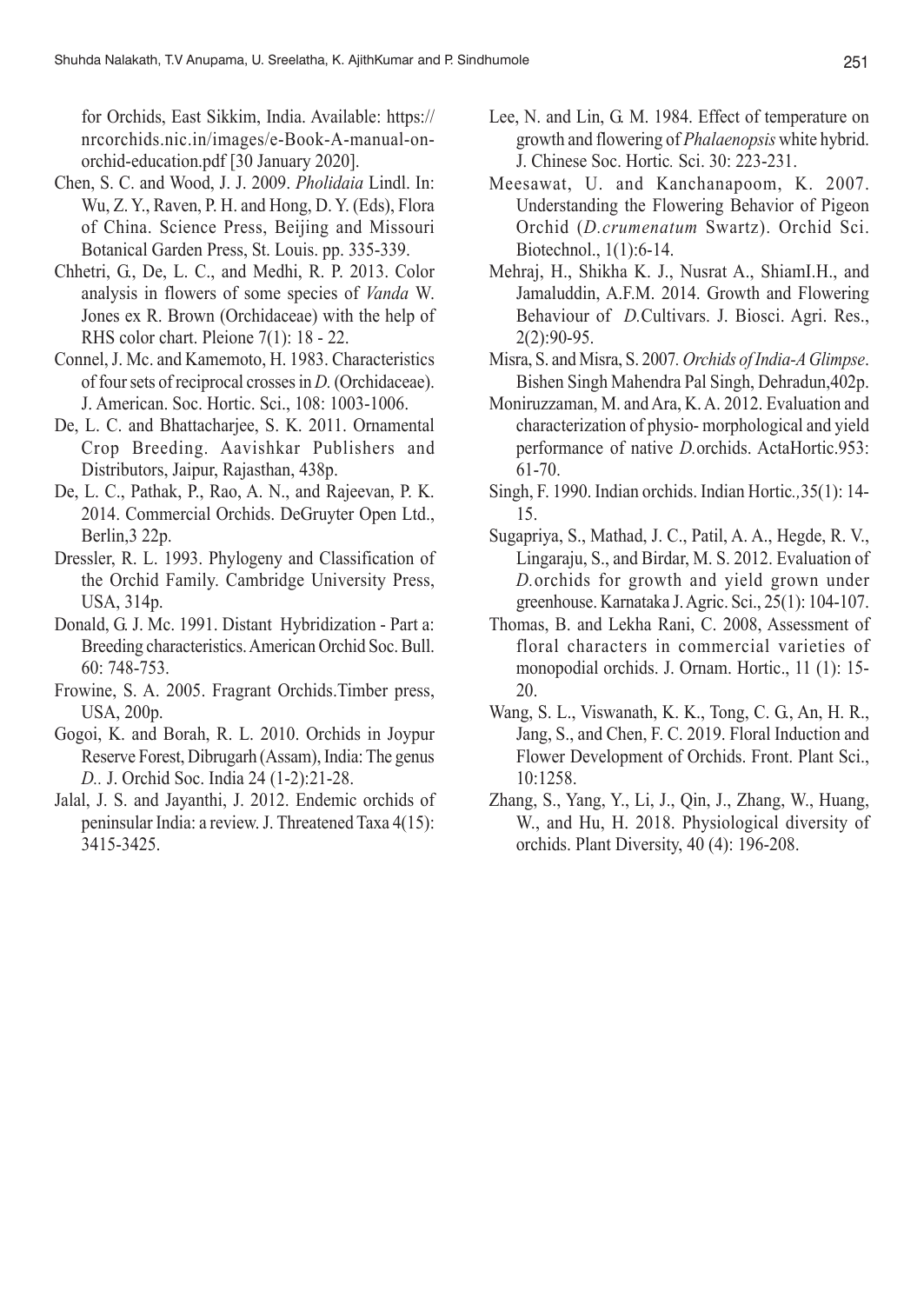for Orchids, East Sikkim, India. Available: https://nrcorchids.nic.in/images/e-Book-A-manual-on-orchid-education.pdf [30 January 2020].

Chen, S. C. and Wood, J. J. 2009. *Pholidaia* Lindl. In: Wu, Z. Y., Raven, P. H. and Hong, D. Y. (Eds), Flora of China. Science Press, Beijing and Missouri Botanical Garden Press, St. Louis. pp. 335-339.

Chhetri, G., De, L. C., and Medhi, R. P. 2013. Color analysis in flowers of some species of *Vanda* W. Jones ex R. Brown (Orchidaceae) with the help of RHS color chart. Pleione 7(1): 18 - 22.

Connel, J. Mc. and Kamemoto, H. 1983. Characteristics of four sets of reciprocal crosses in *D.* (Orchidaceae). J. American. Soc. Hortic. Sci., 108: 1003-1006.

De, L. C. and Bhattacharjee, S. K. 2011. Ornamental Crop Breeding. Aavishkar Publishers and Distributors, Jaipur, Rajasthan, 438p.

De, L. C., Pathak, P., Rao, A. N., and Rajeevan, P. K. 2014. Commercial Orchids. DeGruyter Open Ltd., Berlin,3 22p.

Dressler, R. L. 1993. Phylogeny and Classification of the Orchid Family. Cambridge University Press, USA, 314p.

Donald, G. J. Mc. 1991. Distant Hybridization - Part a: Breeding characteristics. American Orchid Soc. Bull. 60: 748-753.

Frowine, S. A. 2005. Fragrant Orchids.Timber press, USA, 200p.

Gogoi, K. and Borah, R. L. 2010. Orchids in Joypur Reserve Forest, Dibrugarh (Assam), India: The genus *D..* J. Orchid Soc. India 24 (1-2):21-28.

Jalal, J. S. and Jayanthi, J. 2012. Endemic orchids of peninsular India: a review. J. Threatened Taxa 4(15): 3415-3425.

Lee, N. and Lin, G. M. 1984. Effect of temperature on growth and flowering of *Phalaenopsis* white hybrid. J. Chinese Soc. Hortic. Sci. 30: 223-231.

Meesawat, U. and Kanchanapoom, K. 2007. Understanding the Flowering Behavior of Pigeon Orchid (*D.crumenatum* Swartz). Orchid Sci. Biotechnol., 1(1):6-14.

Mehraj, H., Shikha K. J., Nusrat A., ShiamI.H., and Jamaluddin, A.F.M. 2014. Growth and Flowering Behaviour of *D.*Cultivars. J. Biosci. Agri. Res., 2(2):90-95.

Misra, S. and Misra, S. 2007. *Orchids of India-A Glimpse*. Bishen Singh Mahendra Pal Singh, Dehradun,402p.

Moniruzzaman, M. and Ara, K. A. 2012. Evaluation and characterization of physio- morphological and yield performance of native *D.*orchids. ActaHortic.953: 61-70.

Singh, F. 1990. Indian orchids. Indian Hortic.,35(1): 14-15.

Sugapriya, S., Mathad, J. C., Patil, A. A., Hegde, R. V., Lingaraju, S., and Birdar, M. S. 2012. Evaluation of *D.*orchids for growth and yield grown under greenhouse. Karnataka J. Agric. Sci., 25(1): 104-107.

Thomas, B. and Lekha Rani, C. 2008, Assessment of floral characters in commercial varieties of monopodial orchids. J. Ornam. Hortic., 11 (1): 15-20.

Wang, S. L., Viswanath, K. K., Tong, C. G., An, H. R., Jang, S., and Chen, F. C. 2019. Floral Induction and Flower Development of Orchids. Front. Plant Sci., 10:1258.

Zhang, S., Yang, Y., Li, J., Qin, J., Zhang, W., Huang, W., and Hu, H. 2018. Physiological diversity of orchids. Plant Diversity, 40 (4): 196-208.